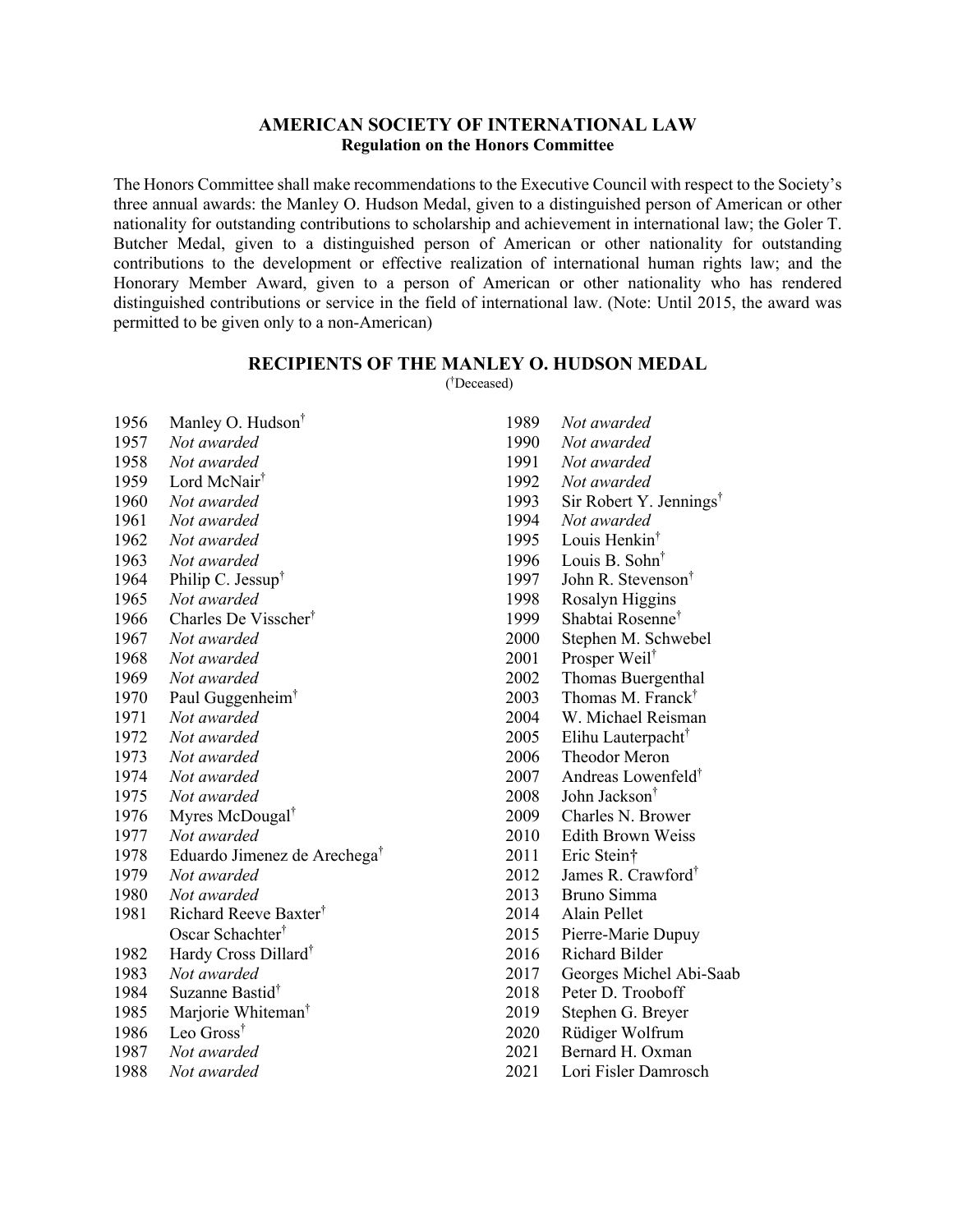# AMERICAN SOCIETY OF INTERNATIONAL LAW

## Regulation on the Honors Committee

The Honors Committee shall make recommendations to the Executive Council with respect to the Society's three annual awards: the Manley O. Hudson Medal, given to a distinguished person of American or other nationality for outstanding contributions to scholarship and achievement in international law; the Goler T. Butcher Medal, given to a distinguished person of American or other nationality for outstanding contributions to the development or effective realization of international human rights law; and the Honorary Member Award, given to a person of American or other nationality who has rendered distinguished contributions or service in the field of international law. (Note: Until 2015, the award was permitted to be given only to a non-American)

## RECIPIENTS OF THE MANLEY O. HUDSON MEDAL

(†Deceased)

1956 Manley O. Hudson†
1957 *Not awarded*
1958 *Not awarded*
1959 Lord McNair†
1960 *Not awarded*
1961 *Not awarded*
1962 *Not awarded*
1963 *Not awarded*
1964 Philip C. Jessup†
1965 *Not awarded*
1966 Charles De Visscher†
1967 *Not awarded*
1968 *Not awarded*
1969 *Not awarded*
1970 Paul Guggenheim†
1971 *Not awarded*
1972 *Not awarded*
1973 *Not awarded*
1974 *Not awarded*
1975 *Not awarded*
1976 Myres McDougal†
1977 *Not awarded*
1978 Eduardo Jimenez de Arechega†
1979 *Not awarded*
1980 *Not awarded*
1981 Richard Reeve Baxter†
Oscar Schachter†
1982 Hardy Cross Dillard†
1983 *Not awarded*
1984 Suzanne Bastid†
1985 Marjorie Whiteman†
1986 Leo Gross†
1987 *Not awarded*
1988 *Not awarded*
1989 *Not awarded*
1990 *Not awarded*
1991 *Not awarded*
1992 *Not awarded*
1993 Sir Robert Y. Jennings†
1994 *Not awarded*
1995 Louis Henkin†
1996 Louis B. Sohn†
1997 John R. Stevenson†
1998 Rosalyn Higgins
1999 Shabtai Rosenne†
2000 Stephen M. Schwebel
2001 Prosper Weil†
2002 Thomas Buergenthal
2003 Thomas M. Franck†
2004 W. Michael Reisman
2005 Elihu Lauterpacht†
2006 Theodor Meron
2007 Andreas Lowenfeld†
2008 John Jackson†
2009 Charles N. Brower
2010 Edith Brown Weiss
2011 Eric Stein†
2012 James R. Crawford†
2013 Bruno Simma
2014 Alain Pellet
2015 Pierre-Marie Dupuy
2016 Richard Bilder
2017 Georges Michel Abi-Saab
2018 Peter D. Trooboff
2019 Stephen G. Breyer
2020 Rüdiger Wolfrum
2021 Bernard H. Oxman
2021 Lori Fisler Damrosch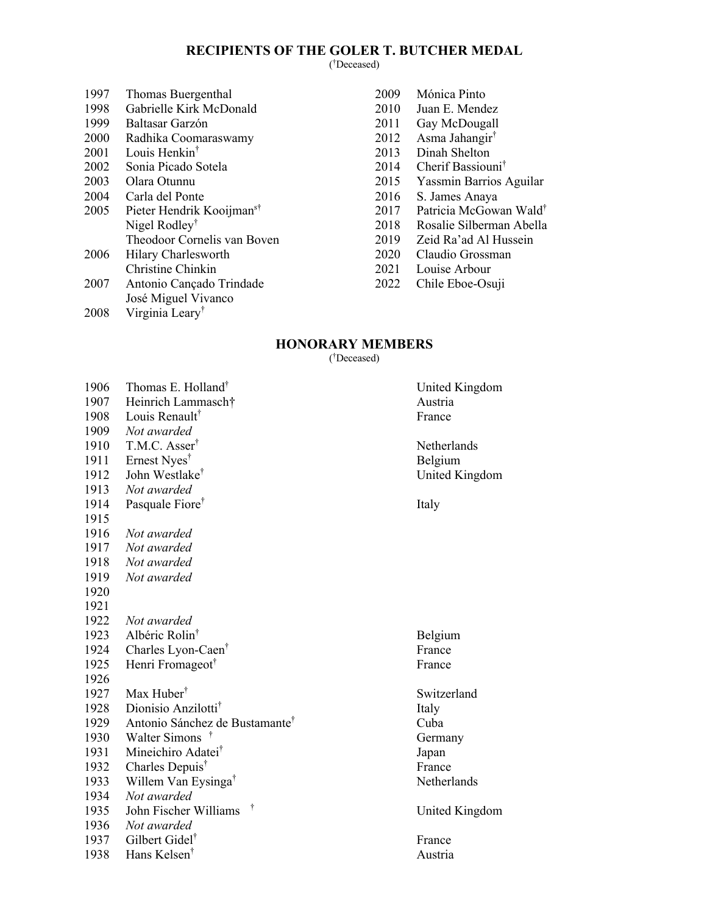## RECIPIENTS OF THE GOLER T. BUTCHER MEDAL

([†]Deceased)

| Year | Recipient |
|---|---|
| 1997 | Thomas Buergenthal |
| 1998 | Gabrielle Kirk McDonald |
| 1999 | Baltasar Garzón |
| 2000 | Radhika Coomaraswamy |
| 2001 | Louis Henkin[†] |
| 2002 | Sonia Picado Sotela |
| 2003 | Olara Otunnu |
| 2004 | Carla del Ponte |
| 2005 | Pieter Hendrik Kooijmans[†] |
| | Nigel Rodley[†] |
| | Theodoor Cornelis van Boven |
| 2006 | Hilary Charlesworth |
| | Christine Chinkin |
| 2007 | Antonio Cançado Trindade |
| | José Miguel Vivanco |
| 2008 | Virginia Leary[†] |
| 2009 | Mónica Pinto |
| 2010 | Juan E. Mendez |
| 2011 | Gay McDougall |
| 2012 | Asma Jahangir[†] |
| 2013 | Dinah Shelton |
| 2014 | Cherif Bassiouni[†] |
| 2015 | Yassmin Barrios Aguilar |
| 2016 | S. James Anaya |
| 2017 | Patricia McGowan Wald[†] |
| 2018 | Rosalie Silberman Abella |
| 2019 | Zeid Ra'ad Al Hussein |
| 2020 | Claudio Grossman |
| 2021 | Louise Arbour |
| 2022 | Chile Eboe-Osuji |

## HONORARY MEMBERS

([†]Deceased)

| Year | Name | Country |
|---|---|---|
| 1906 | Thomas E. Holland[†] | United Kingdom |
| 1907 | Heinrich Lammasch[†] | Austria |
| 1908 | Louis Renault[†] | France |
| 1909 | *Not awarded* | |
| 1910 | T.M.C. Asser[†] | Netherlands |
| 1911 | Ernest Nyes[†] | Belgium |
| 1912 | John Westlake[†] | United Kingdom |
| 1913 | *Not awarded* | |
| 1914 | Pasquale Fiore[†] | Italy |
| 1915 | | |
| 1916 | *Not awarded* | |
| 1917 | *Not awarded* | |
| 1918 | *Not awarded* | |
| 1919 | *Not awarded* | |
| 1920 | | |
| 1921 | | |
| 1922 | *Not awarded* | |
| 1923 | Albéric Rolin[†] | Belgium |
| 1924 | Charles Lyon-Caen[†] | France |
| 1925 | Henri Fromageot[†] | France |
| 1926 | | |
| 1927 | Max Huber[†] | Switzerland |
| 1928 | Dionisio Anzilotti[†] | Italy |
| 1929 | Antonio Sánchez de Bustamante[†] | Cuba |
| 1930 | Walter Simons [†] | Germany |
| 1931 | Mineichiro Adatei[†] | Japan |
| 1932 | Charles Depuis[†] | France |
| 1933 | Willem Van Eysinga[†] | Netherlands |
| 1934 | *Not awarded* | |
| 1935 | John Fischer Williams [†] | United Kingdom |
| 1936 | *Not awarded* | |
| 1937 | Gilbert Gidel[†] | France |
| 1938 | Hans Kelsen[†] | Austria |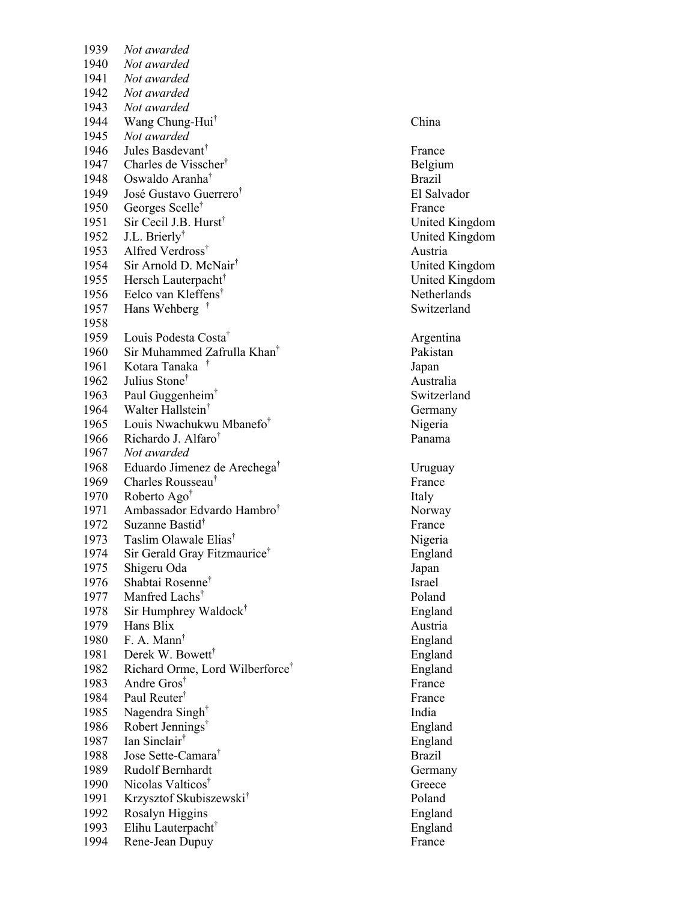| | | |
|---|---|---|
| 1939 | *Not awarded* | |
| 1940 | *Not awarded* | |
| 1941 | *Not awarded* | |
| 1942 | *Not awarded* | |
| 1943 | *Not awarded* | |
| 1944 | Wang Chung-Hui† | China |
| 1945 | *Not awarded* | |
| 1946 | Jules Basdevant† | France |
| 1947 | Charles de Visscher† | Belgium |
| 1948 | Oswaldo Aranha† | Brazil |
| 1949 | José Gustavo Guerrero† | El Salvador |
| 1950 | Georges Scelle† | France |
| 1951 | Sir Cecil J.B. Hurst† | United Kingdom |
| 1952 | J.L. Brierly† | United Kingdom |
| 1953 | Alfred Verdross† | Austria |
| 1954 | Sir Arnold D. McNair† | United Kingdom |
| 1955 | Hersch Lauterpacht† | United Kingdom |
| 1956 | Eelco van Kleffens† | Netherlands |
| 1957 | Hans Wehberg † | Switzerland |
| 1958 | | |
| 1959 | Louis Podesta Costa† | Argentina |
| 1960 | Sir Muhammed Zafrulla Khan† | Pakistan |
| 1961 | Kotara Tanaka † | Japan |
| 1962 | Julius Stone† | Australia |
| 1963 | Paul Guggenheim† | Switzerland |
| 1964 | Walter Hallstein† | Germany |
| 1965 | Louis Nwachukwu Mbanefo† | Nigeria |
| 1966 | Richardo J. Alfaro† | Panama |
| 1967 | *Not awarded* | |
| 1968 | Eduardo Jimenez de Arechega† | Uruguay |
| 1969 | Charles Rousseau† | France |
| 1970 | Roberto Ago† | Italy |
| 1971 | Ambassador Edvardo Hambro† | Norway |
| 1972 | Suzanne Bastid† | France |
| 1973 | Taslim Olawale Elias† | Nigeria |
| 1974 | Sir Gerald Gray Fitzmaurice† | England |
| 1975 | Shigeru Oda | Japan |
| 1976 | Shabtai Rosenne† | Israel |
| 1977 | Manfred Lachs† | Poland |
| 1978 | Sir Humphrey Waldock† | England |
| 1979 | Hans Blix | Austria |
| 1980 | F. A. Mann† | England |
| 1981 | Derek W. Bowett† | England |
| 1982 | Richard Orme, Lord Wilberforce† | England |
| 1983 | Andre Gros† | France |
| 1984 | Paul Reuter† | France |
| 1985 | Nagendra Singh† | India |
| 1986 | Robert Jennings† | England |
| 1987 | Ian Sinclair† | England |
| 1988 | Jose Sette-Camara† | Brazil |
| 1989 | Rudolf Bernhardt | Germany |
| 1990 | Nicolas Valticos† | Greece |
| 1991 | Krzysztof Skubiszewski† | Poland |
| 1992 | Rosalyn Higgins | England |
| 1993 | Elihu Lauterpacht† | England |
| 1994 | Rene-Jean Dupuy | France |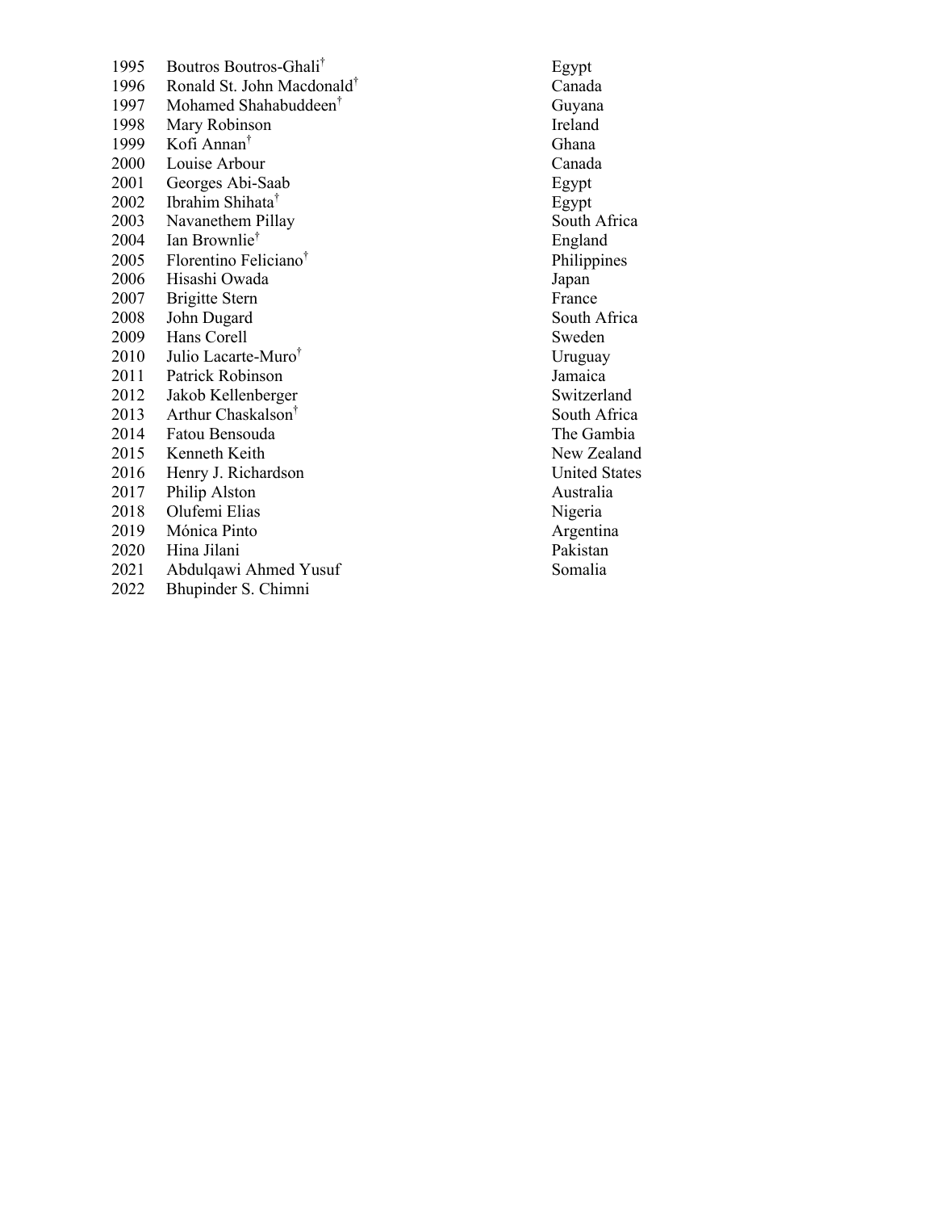| | | |
|---|---|---|
| 1995 | Boutros Boutros-Ghali† | Egypt |
| 1996 | Ronald St. John Macdonald† | Canada |
| 1997 | Mohamed Shahabuddeen† | Guyana |
| 1998 | Mary Robinson | Ireland |
| 1999 | Kofi Annan† | Ghana |
| 2000 | Louise Arbour | Canada |
| 2001 | Georges Abi-Saab | Egypt |
| 2002 | Ibrahim Shihata† | Egypt |
| 2003 | Navanethem Pillay | South Africa |
| 2004 | Ian Brownlie† | England |
| 2005 | Florentino Feliciano† | Philippines |
| 2006 | Hisashi Owada | Japan |
| 2007 | Brigitte Stern | France |
| 2008 | John Dugard | South Africa |
| 2009 | Hans Corell | Sweden |
| 2010 | Julio Lacarte-Muro† | Uruguay |
| 2011 | Patrick Robinson | Jamaica |
| 2012 | Jakob Kellenberger | Switzerland |
| 2013 | Arthur Chaskalson† | South Africa |
| 2014 | Fatou Bensouda | The Gambia |
| 2015 | Kenneth Keith | New Zealand |
| 2016 | Henry J. Richardson | United States |
| 2017 | Philip Alston | Australia |
| 2018 | Olufemi Elias | Nigeria |
| 2019 | Mónica Pinto | Argentina |
| 2020 | Hina Jilani | Pakistan |
| 2021 | Abdulqawi Ahmed Yusuf | Somalia |
| 2022 | Bhupinder S. Chimni | |